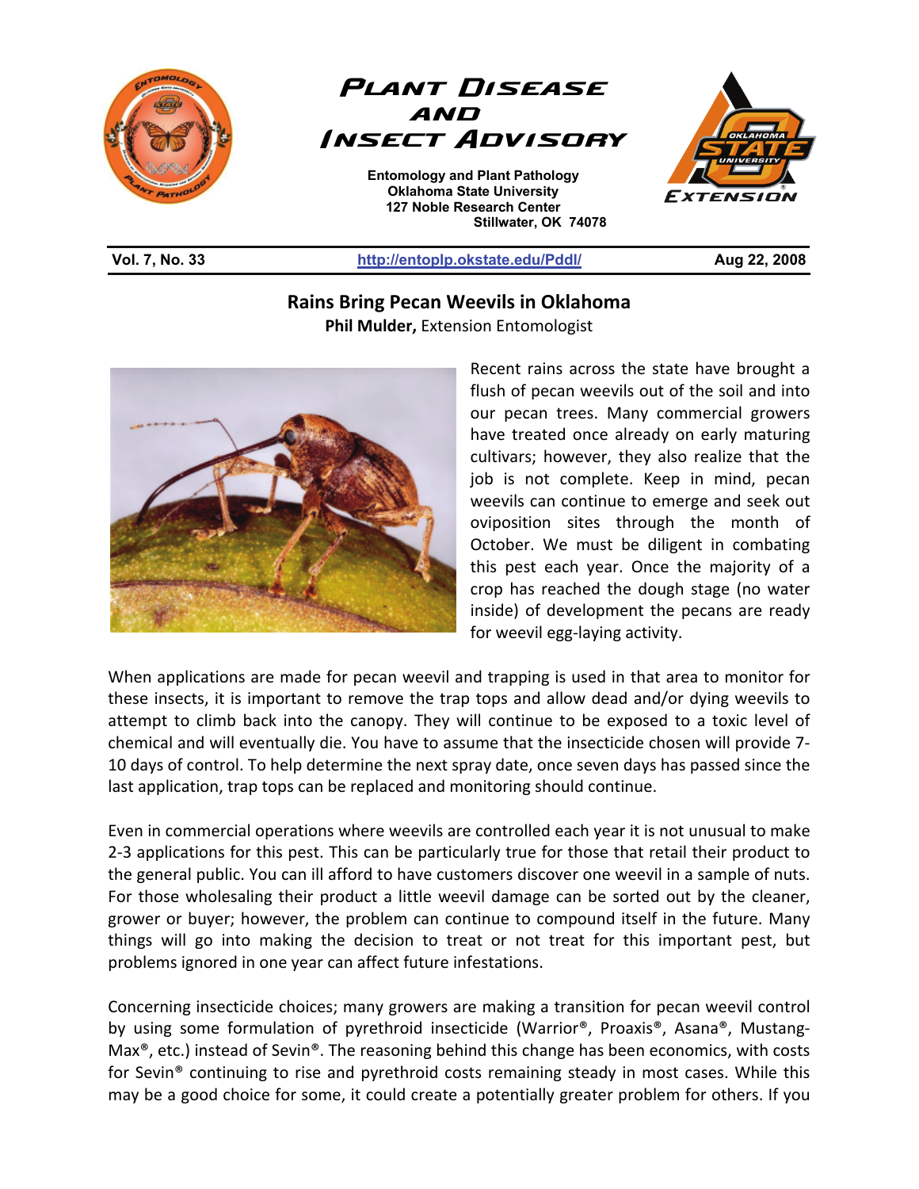# Plant Disease and Insect Advisory

Entomology and Plant Pathology
Oklahoma State University
127 Noble Research Center
Stillwater, OK 74078

**Vol. 7, No. 33** | http://entoplp.okstate.edu/Pddl/ | **Aug 22, 2008**

## Rains Bring Pecan Weevils in Oklahoma

**Phil Mulder,** Extension Entomologist

Recent rains across the state have brought a flush of pecan weevils out of the soil and into our pecan trees. Many commercial growers have treated once already on early maturing cultivars; however, they also realize that the job is not complete. Keep in mind, pecan weevils can continue to emerge and seek out oviposition sites through the month of October. We must be diligent in combating this pest each year. Once the majority of a crop has reached the dough stage (no water inside) of development the pecans are ready for weevil egg-laying activity.

When applications are made for pecan weevil and trapping is used in that area to monitor for these insects, it is important to remove the trap tops and allow dead and/or dying weevils to attempt to climb back into the canopy. They will continue to be exposed to a toxic level of chemical and will eventually die. You have to assume that the insecticide chosen will provide 7-10 days of control. To help determine the next spray date, once seven days has passed since the last application, trap tops can be replaced and monitoring should continue.

Even in commercial operations where weevils are controlled each year it is not unusual to make 2-3 applications for this pest. This can be particularly true for those that retail their product to the general public. You can ill afford to have customers discover one weevil in a sample of nuts. For those wholesaling their product a little weevil damage can be sorted out by the cleaner, grower or buyer; however, the problem can continue to compound itself in the future. Many things will go into making the decision to treat or not treat for this important pest, but problems ignored in one year can affect future infestations.

Concerning insecticide choices; many growers are making a transition for pecan weevil control by using some formulation of pyrethroid insecticide (Warrior®, Proaxis®, Asana®, Mustang-Max®, etc.) instead of Sevin®. The reasoning behind this change has been economics, with costs for Sevin® continuing to rise and pyrethroid costs remaining steady in most cases. While this may be a good choice for some, it could create a potentially greater problem for others. If you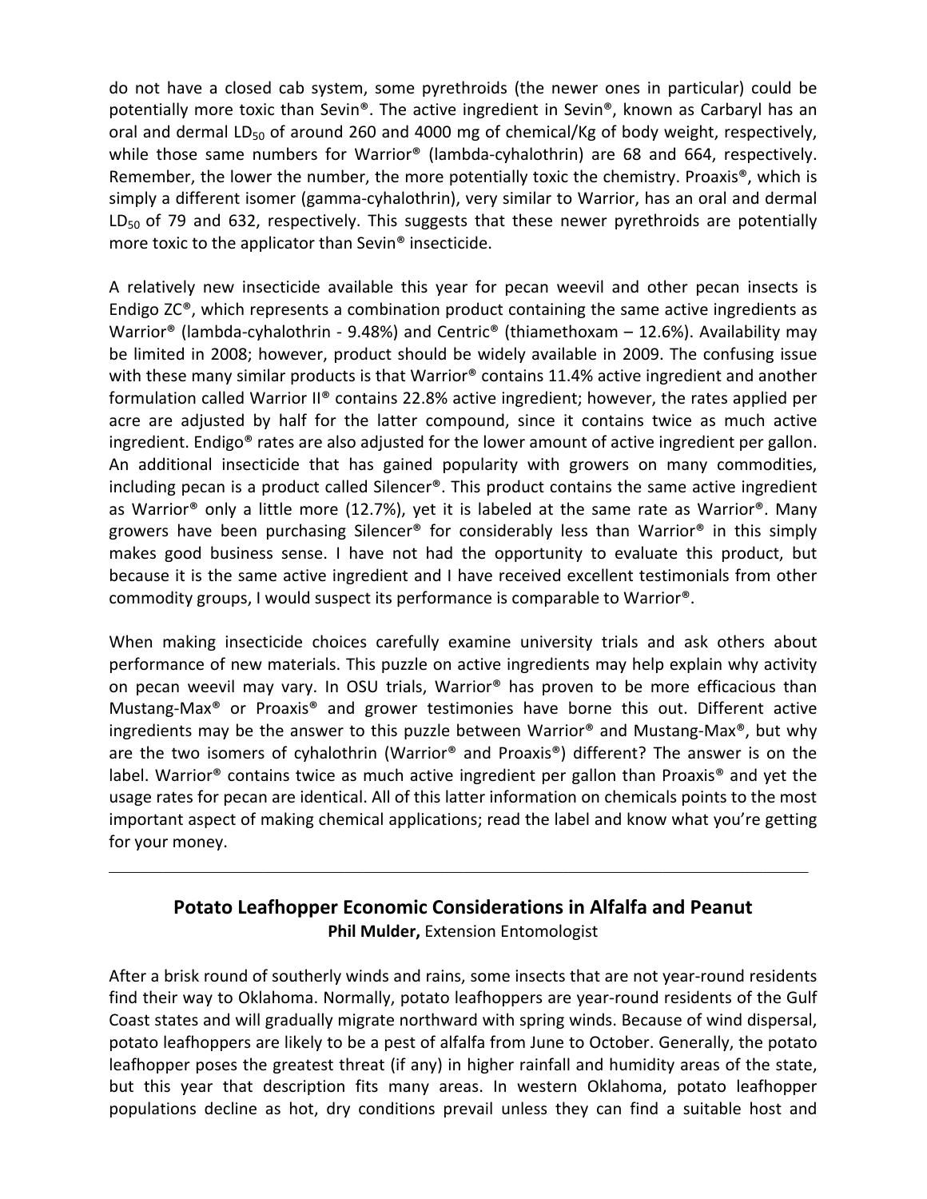do not have a closed cab system, some pyrethroids (the newer ones in particular) could be potentially more toxic than Sevin®. The active ingredient in Sevin®, known as Carbaryl has an oral and dermal $LD_{50}$ of around 260 and 4000 mg of chemical/Kg of body weight, respectively, while those same numbers for Warrior® (lambda-cyhalothrin) are 68 and 664, respectively. Remember, the lower the number, the more potentially toxic the chemistry. Proaxis®, which is simply a different isomer (gamma-cyhalothrin), very similar to Warrior, has an oral and dermal $LD_{50}$ of 79 and 632, respectively. This suggests that these newer pyrethroids are potentially more toxic to the applicator than Sevin® insecticide.

A relatively new insecticide available this year for pecan weevil and other pecan insects is Endigo ZC®, which represents a combination product containing the same active ingredients as Warrior® (lambda-cyhalothrin - 9.48%) and Centric® (thiamethoxam – 12.6%). Availability may be limited in 2008; however, product should be widely available in 2009. The confusing issue with these many similar products is that Warrior® contains 11.4% active ingredient and another formulation called Warrior II® contains 22.8% active ingredient; however, the rates applied per acre are adjusted by half for the latter compound, since it contains twice as much active ingredient. Endigo® rates are also adjusted for the lower amount of active ingredient per gallon. An additional insecticide that has gained popularity with growers on many commodities, including pecan is a product called Silencer®. This product contains the same active ingredient as Warrior® only a little more (12.7%), yet it is labeled at the same rate as Warrior®. Many growers have been purchasing Silencer® for considerably less than Warrior® in this simply makes good business sense. I have not had the opportunity to evaluate this product, but because it is the same active ingredient and I have received excellent testimonials from other commodity groups, I would suspect its performance is comparable to Warrior®.

When making insecticide choices carefully examine university trials and ask others about performance of new materials. This puzzle on active ingredients may help explain why activity on pecan weevil may vary. In OSU trials, Warrior® has proven to be more efficacious than Mustang-Max® or Proaxis® and grower testimonies have borne this out. Different active ingredients may be the answer to this puzzle between Warrior® and Mustang-Max®, but why are the two isomers of cyhalothrin (Warrior® and Proaxis®) different? The answer is on the label. Warrior® contains twice as much active ingredient per gallon than Proaxis® and yet the usage rates for pecan are identical. All of this latter information on chemicals points to the most important aspect of making chemical applications; read the label and know what you're getting for your money.

---

## Potato Leafhopper Economic Considerations in Alfalfa and Peanut

**Phil Mulder,** Extension Entomologist

After a brisk round of southerly winds and rains, some insects that are not year-round residents find their way to Oklahoma. Normally, potato leafhoppers are year-round residents of the Gulf Coast states and will gradually migrate northward with spring winds. Because of wind dispersal, potato leafhoppers are likely to be a pest of alfalfa from June to October. Generally, the potato leafhopper poses the greatest threat (if any) in higher rainfall and humidity areas of the state, but this year that description fits many areas. In western Oklahoma, potato leafhopper populations decline as hot, dry conditions prevail unless they can find a suitable host and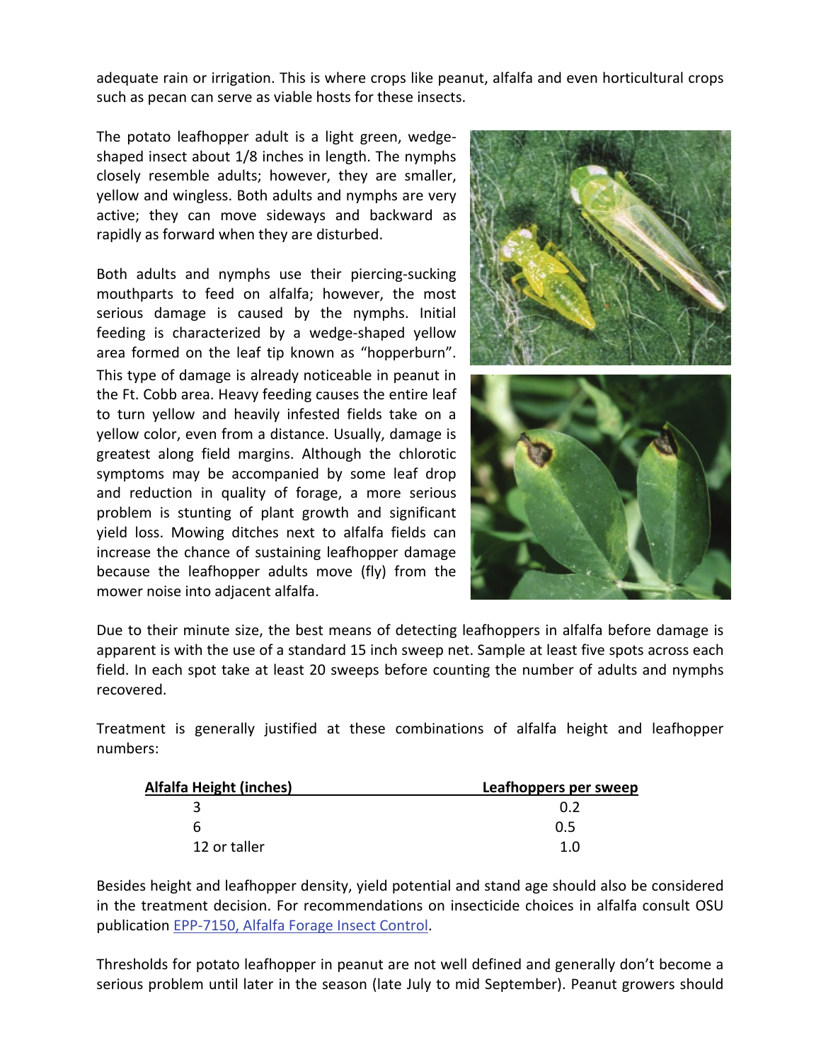adequate rain or irrigation. This is where crops like peanut, alfalfa and even horticultural crops such as pecan can serve as viable hosts for these insects.

The potato leafhopper adult is a light green, wedge-shaped insect about 1/8 inches in length. The nymphs closely resemble adults; however, they are smaller, yellow and wingless. Both adults and nymphs are very active; they can move sideways and backward as rapidly as forward when they are disturbed.

Both adults and nymphs use their piercing-sucking mouthparts to feed on alfalfa; however, the most serious damage is caused by the nymphs. Initial feeding is characterized by a wedge-shaped yellow area formed on the leaf tip known as "hopperburn". This type of damage is already noticeable in peanut in the Ft. Cobb area. Heavy feeding causes the entire leaf to turn yellow and heavily infested fields take on a yellow color, even from a distance. Usually, damage is greatest along field margins. Although the chlorotic symptoms may be accompanied by some leaf drop and reduction in quality of forage, a more serious problem is stunting of plant growth and significant yield loss. Mowing ditches next to alfalfa fields can increase the chance of sustaining leafhopper damage because the leafhopper adults move (fly) from the mower noise into adjacent alfalfa.

Due to their minute size, the best means of detecting leafhoppers in alfalfa before damage is apparent is with the use of a standard 15 inch sweep net. Sample at least five spots across each field. In each spot take at least 20 sweeps before counting the number of adults and nymphs recovered.

Treatment is generally justified at these combinations of alfalfa height and leafhopper numbers:

| Alfalfa Height (inches) | Leafhoppers per sweep |
|---|---|
| 3 | 0.2 |
| 6 | 0.5 |
| 12 or taller | 1.0 |

Besides height and leafhopper density, yield potential and stand age should also be considered in the treatment decision. For recommendations on insecticide choices in alfalfa consult OSU publication EPP-7150, Alfalfa Forage Insect Control.

Thresholds for potato leafhopper in peanut are not well defined and generally don't become a serious problem until later in the season (late July to mid September). Peanut growers should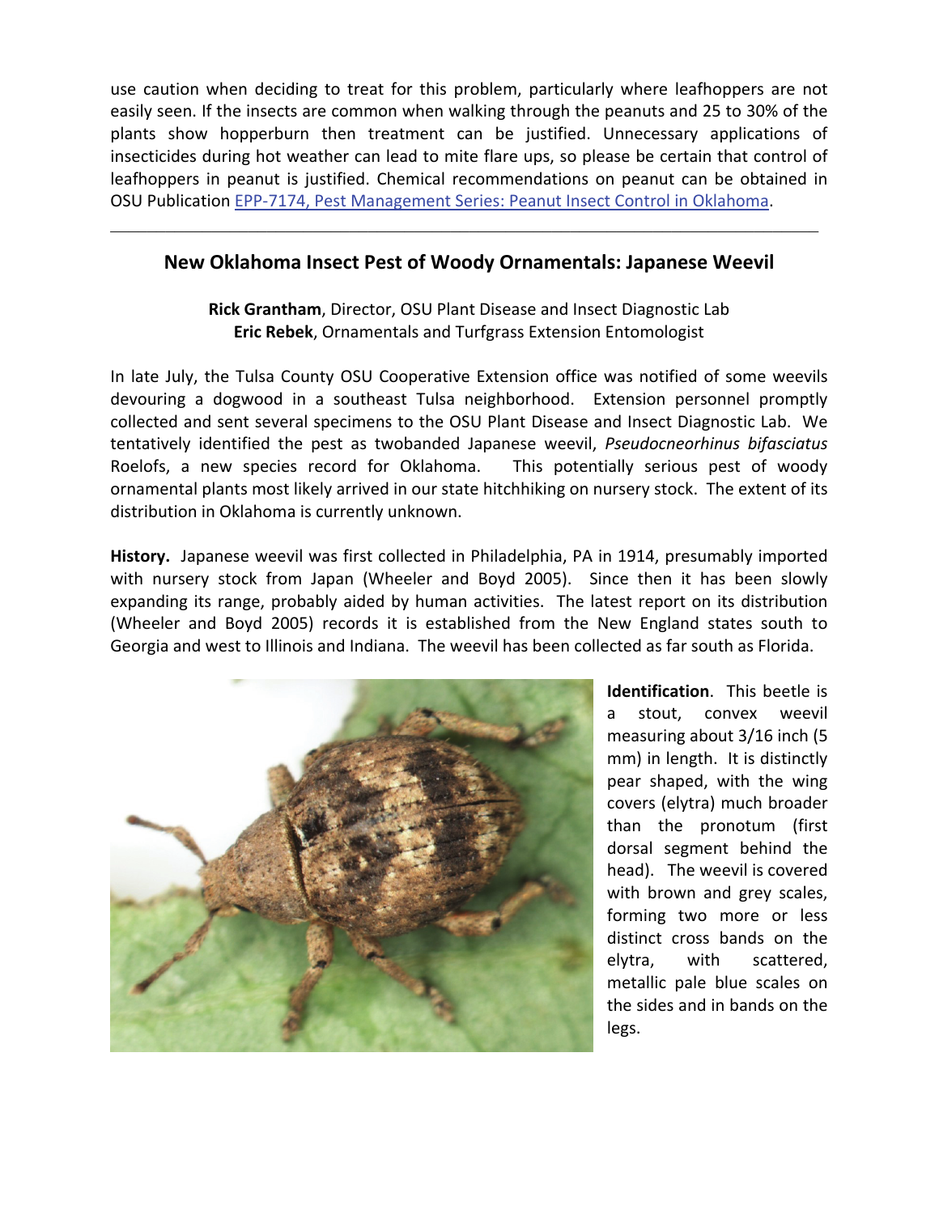use caution when deciding to treat for this problem, particularly where leafhoppers are not easily seen. If the insects are common when walking through the peanuts and 25 to 30% of the plants show hopperburn then treatment can be justified. Unnecessary applications of insecticides during hot weather can lead to mite flare ups, so please be certain that control of leafhoppers in peanut is justified. Chemical recommendations on peanut can be obtained in OSU Publication [EPP-7174, Pest Management Series: Peanut Insect Control in Oklahoma](EPP-7174, Pest Management Series: Peanut Insect Control in Oklahoma).

---

## New Oklahoma Insect Pest of Woody Ornamentals: Japanese Weevil

**Rick Grantham**, Director, OSU Plant Disease and Insect Diagnostic Lab
**Eric Rebek**, Ornamentals and Turfgrass Extension Entomologist

In late July, the Tulsa County OSU Cooperative Extension office was notified of some weevils devouring a dogwood in a southeast Tulsa neighborhood. Extension personnel promptly collected and sent several specimens to the OSU Plant Disease and Insect Diagnostic Lab. We tentatively identified the pest as twobanded Japanese weevil, *Pseudocneorhinus bifasciatus* Roelofs, a new species record for Oklahoma. This potentially serious pest of woody ornamental plants most likely arrived in our state hitchhiking on nursery stock. The extent of its distribution in Oklahoma is currently unknown.

**History.** Japanese weevil was first collected in Philadelphia, PA in 1914, presumably imported with nursery stock from Japan (Wheeler and Boyd 2005). Since then it has been slowly expanding its range, probably aided by human activities. The latest report on its distribution (Wheeler and Boyd 2005) records it is established from the New England states south to Georgia and west to Illinois and Indiana. The weevil has been collected as far south as Florida.

**Identification**. This beetle is a stout, convex weevil measuring about 3/16 inch (5 mm) in length. It is distinctly pear shaped, with the wing covers (elytra) much broader than the pronotum (first dorsal segment behind the head). The weevil is covered with brown and grey scales, forming two more or less distinct cross bands on the elytra, with scattered, metallic pale blue scales on the sides and in bands on the legs.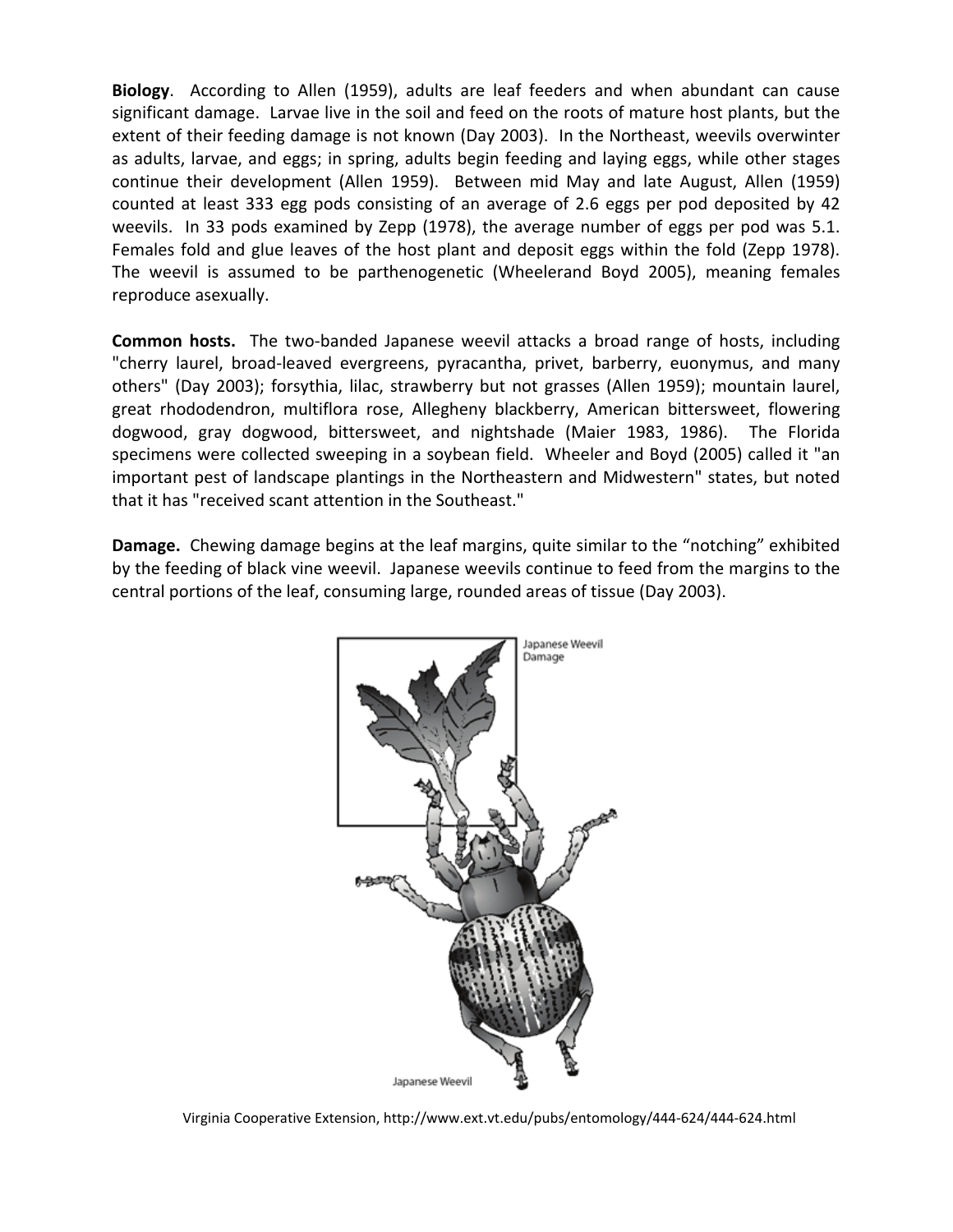**Biology**. According to Allen (1959), adults are leaf feeders and when abundant can cause significant damage. Larvae live in the soil and feed on the roots of mature host plants, but the extent of their feeding damage is not known (Day 2003). In the Northeast, weevils overwinter as adults, larvae, and eggs; in spring, adults begin feeding and laying eggs, while other stages continue their development (Allen 1959). Between mid May and late August, Allen (1959) counted at least 333 egg pods consisting of an average of 2.6 eggs per pod deposited by 42 weevils. In 33 pods examined by Zepp (1978), the average number of eggs per pod was 5.1. Females fold and glue leaves of the host plant and deposit eggs within the fold (Zepp 1978). The weevil is assumed to be parthenogenetic (Wheelerand Boyd 2005), meaning females reproduce asexually.

**Common hosts.** The two-banded Japanese weevil attacks a broad range of hosts, including "cherry laurel, broad-leaved evergreens, pyracantha, privet, barberry, euonymus, and many others" (Day 2003); forsythia, lilac, strawberry but not grasses (Allen 1959); mountain laurel, great rhododendron, multiflora rose, Allegheny blackberry, American bittersweet, flowering dogwood, gray dogwood, bittersweet, and nightshade (Maier 1983, 1986). The Florida specimens were collected sweeping in a soybean field. Wheeler and Boyd (2005) called it "an important pest of landscape plantings in the Northeastern and Midwestern" states, but noted that it has "received scant attention in the Southeast."

**Damage.** Chewing damage begins at the leaf margins, quite similar to the "notching" exhibited by the feeding of black vine weevil. Japanese weevils continue to feed from the margins to the central portions of the leaf, consuming large, rounded areas of tissue (Day 2003).

Japanese Weevil Damage

Japanese Weevil

Virginia Cooperative Extension, http://www.ext.vt.edu/pubs/entomology/444-624/444-624.html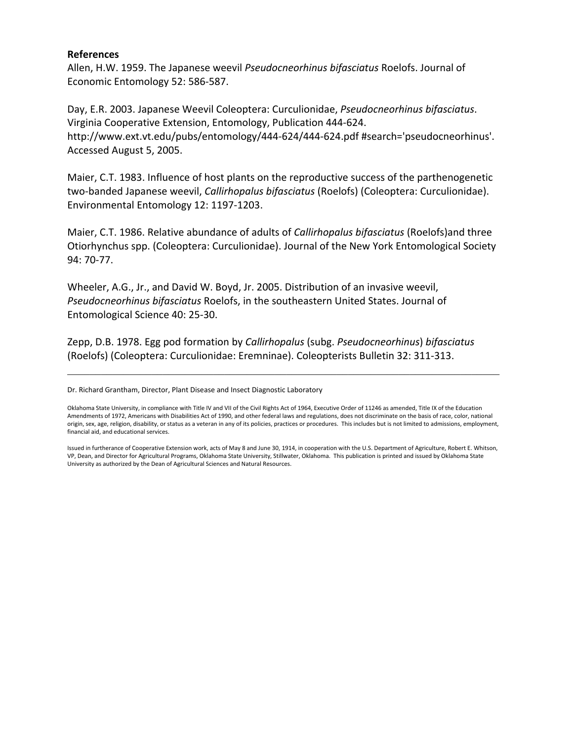**References**

Allen, H.W. 1959. The Japanese weevil *Pseudocneorhinus bifasciatus* Roelofs. Journal of Economic Entomology 52: 586-587.

Day, E.R. 2003. Japanese Weevil Coleoptera: Curculionidae, *Pseudocneorhinus bifasciatus*. Virginia Cooperative Extension, Entomology, Publication 444-624. http://www.ext.vt.edu/pubs/entomology/444-624/444-624.pdf #search='pseudocneorhinus'. Accessed August 5, 2005.

Maier, C.T. 1983. Influence of host plants on the reproductive success of the parthenogenetic two-banded Japanese weevil, *Callirhopalus bifasciatus* (Roelofs) (Coleoptera: Curculionidae). Environmental Entomology 12: 1197-1203.

Maier, C.T. 1986. Relative abundance of adults of *Callirhopalus bifasciatus* (Roelofs)and three Otiorhynchus spp. (Coleoptera: Curculionidae). Journal of the New York Entomological Society 94: 70-77.

Wheeler, A.G., Jr., and David W. Boyd, Jr. 2005. Distribution of an invasive weevil, *Pseudocneorhinus bifasciatus* Roelofs, in the southeastern United States. Journal of Entomological Science 40: 25-30.

Zepp, D.B. 1978. Egg pod formation by *Callirhopalus* (subg. *Pseudocneorhinus*) *bifasciatus* (Roelofs) (Coleoptera: Curculionidae: Eremninae). Coleopterists Bulletin 32: 311-313.

---

Dr. Richard Grantham, Director, Plant Disease and Insect Diagnostic Laboratory

Oklahoma State University, in compliance with Title IV and VII of the Civil Rights Act of 1964, Executive Order of 11246 as amended, Title IX of the Education Amendments of 1972, Americans with Disabilities Act of 1990, and other federal laws and regulations, does not discriminate on the basis of race, color, national origin, sex, age, religion, disability, or status as a veteran in any of its policies, practices or procedures. This includes but is not limited to admissions, employment, financial aid, and educational services.

Issued in furtherance of Cooperative Extension work, acts of May 8 and June 30, 1914, in cooperation with the U.S. Department of Agriculture, Robert E. Whitson, VP, Dean, and Director for Agricultural Programs, Oklahoma State University, Stillwater, Oklahoma. This publication is printed and issued by Oklahoma State University as authorized by the Dean of Agricultural Sciences and Natural Resources.